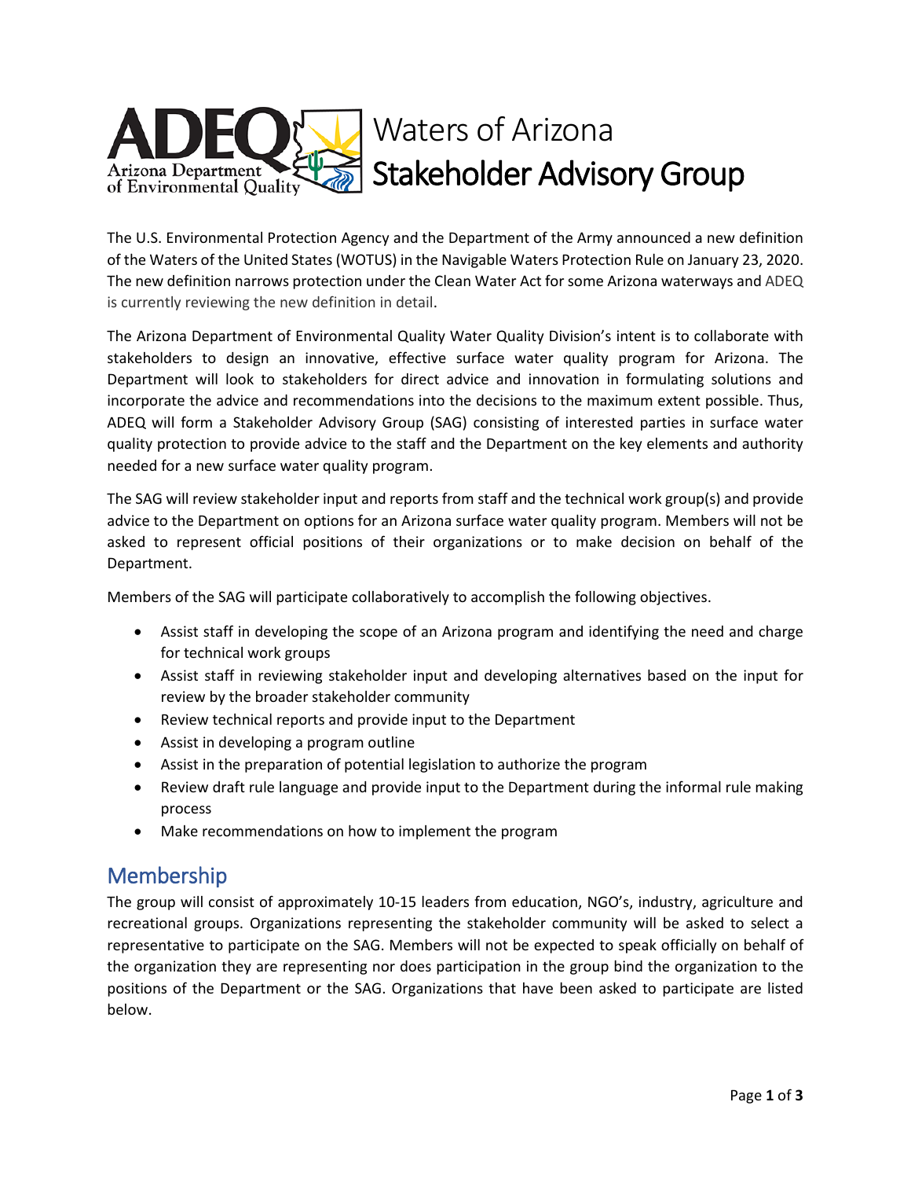# Waters of Arizona Stakeholder Advisory Group

The U.S. Environmental Protection Agency and the Department of the Army announced a new definition of the Waters of the United States (WOTUS) in the Navigable Waters Protection Rule on January 23, 2020. The new definition narrows protection under the Clean Water Act for some Arizona waterways and ADEQ is currently reviewing the new definition in detail.

The Arizona Department of Environmental Quality Water Quality Division's intent is to collaborate with stakeholders to design an innovative, effective surface water quality program for Arizona. The Department will look to stakeholders for direct advice and innovation in formulating solutions and incorporate the advice and recommendations into the decisions to the maximum extent possible. Thus, ADEQ will form a Stakeholder Advisory Group (SAG) consisting of interested parties in surface water quality protection to provide advice to the staff and the Department on the key elements and authority needed for a new surface water quality program.

The SAG will review stakeholder input and reports from staff and the technical work group(s) and provide advice to the Department on options for an Arizona surface water quality program. Members will not be asked to represent official positions of their organizations or to make decision on behalf of the Department.

Members of the SAG will participate collaboratively to accomplish the following objectives.

- Assist staff in developing the scope of an Arizona program and identifying the need and charge for technical work groups
- Assist staff in reviewing stakeholder input and developing alternatives based on the input for review by the broader stakeholder community
- Review technical reports and provide input to the Department
- Assist in developing a program outline
- Assist in the preparation of potential legislation to authorize the program
- Review draft rule language and provide input to the Department during the informal rule making process
- Make recommendations on how to implement the program

## Membership

The group will consist of approximately 10-15 leaders from education, NGO's, industry, agriculture and recreational groups. Organizations representing the stakeholder community will be asked to select a representative to participate on the SAG. Members will not be expected to speak officially on behalf of the organization they are representing nor does participation in the group bind the organization to the positions of the Department or the SAG. Organizations that have been asked to participate are listed below.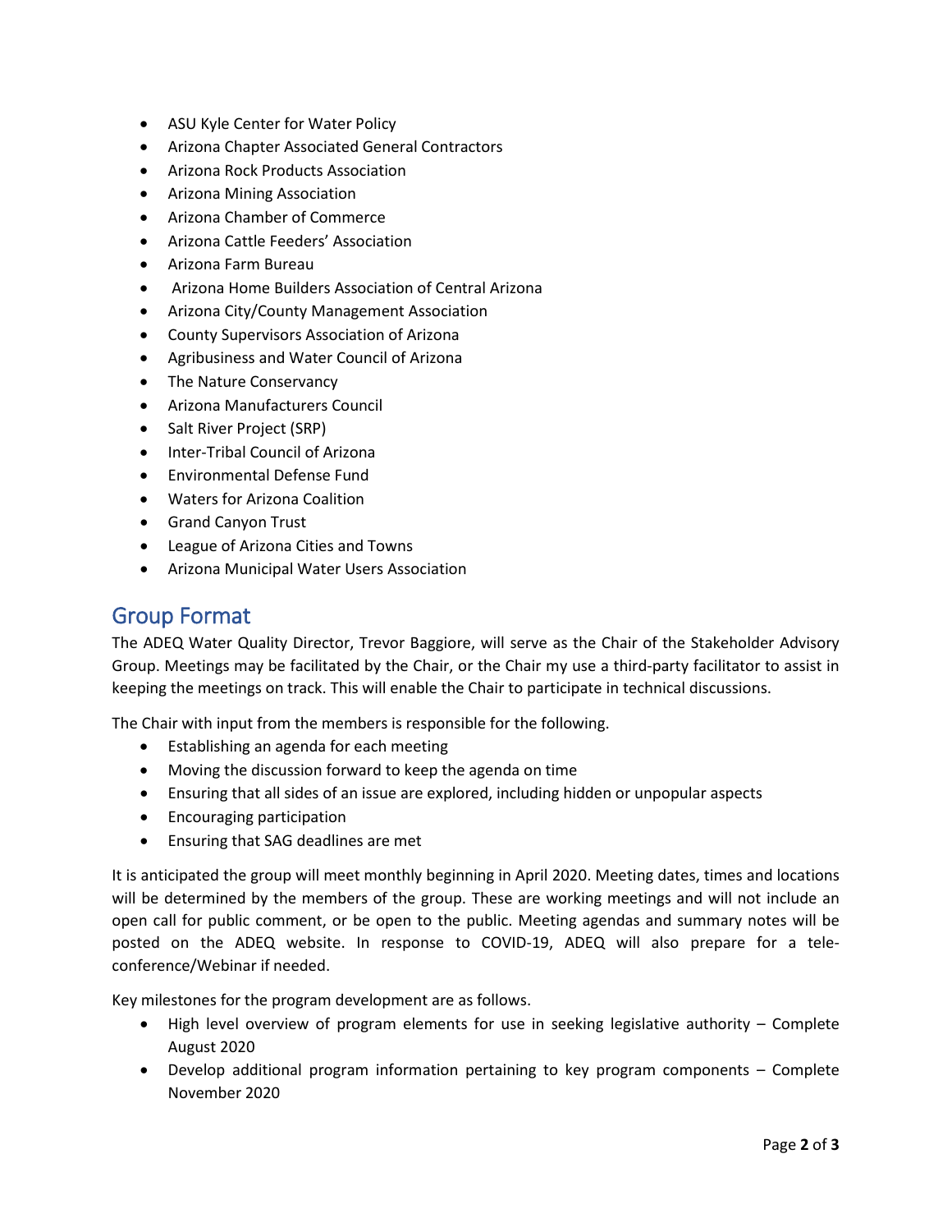- ASU Kyle Center for Water Policy
- Arizona Chapter Associated General Contractors
- Arizona Rock Products Association
- Arizona Mining Association
- Arizona Chamber of Commerce
- Arizona Cattle Feeders' Association
- Arizona Farm Bureau
- Arizona Home Builders Association of Central Arizona
- Arizona City/County Management Association
- County Supervisors Association of Arizona
- Agribusiness and Water Council of Arizona
- The Nature Conservancy
- Arizona Manufacturers Council
- Salt River Project (SRP)
- Inter-Tribal Council of Arizona
- Environmental Defense Fund
- Waters for Arizona Coalition
- Grand Canyon Trust
- League of Arizona Cities and Towns
- Arizona Municipal Water Users Association

## Group Format

The ADEQ Water Quality Director, Trevor Baggiore, will serve as the Chair of the Stakeholder Advisory Group. Meetings may be facilitated by the Chair, or the Chair my use a third-party facilitator to assist in keeping the meetings on track. This will enable the Chair to participate in technical discussions.

The Chair with input from the members is responsible for the following.

- Establishing an agenda for each meeting
- Moving the discussion forward to keep the agenda on time
- Ensuring that all sides of an issue are explored, including hidden or unpopular aspects
- Encouraging participation
- Ensuring that SAG deadlines are met

It is anticipated the group will meet monthly beginning in April 2020. Meeting dates, times and locations will be determined by the members of the group. These are working meetings and will not include an open call for public comment, or be open to the public. Meeting agendas and summary notes will be posted on the ADEQ website. In response to COVID-19, ADEQ will also prepare for a tele-conference/Webinar if needed.

Key milestones for the program development are as follows.

- High level overview of program elements for use in seeking legislative authority – Complete August 2020
- Develop additional program information pertaining to key program components – Complete November 2020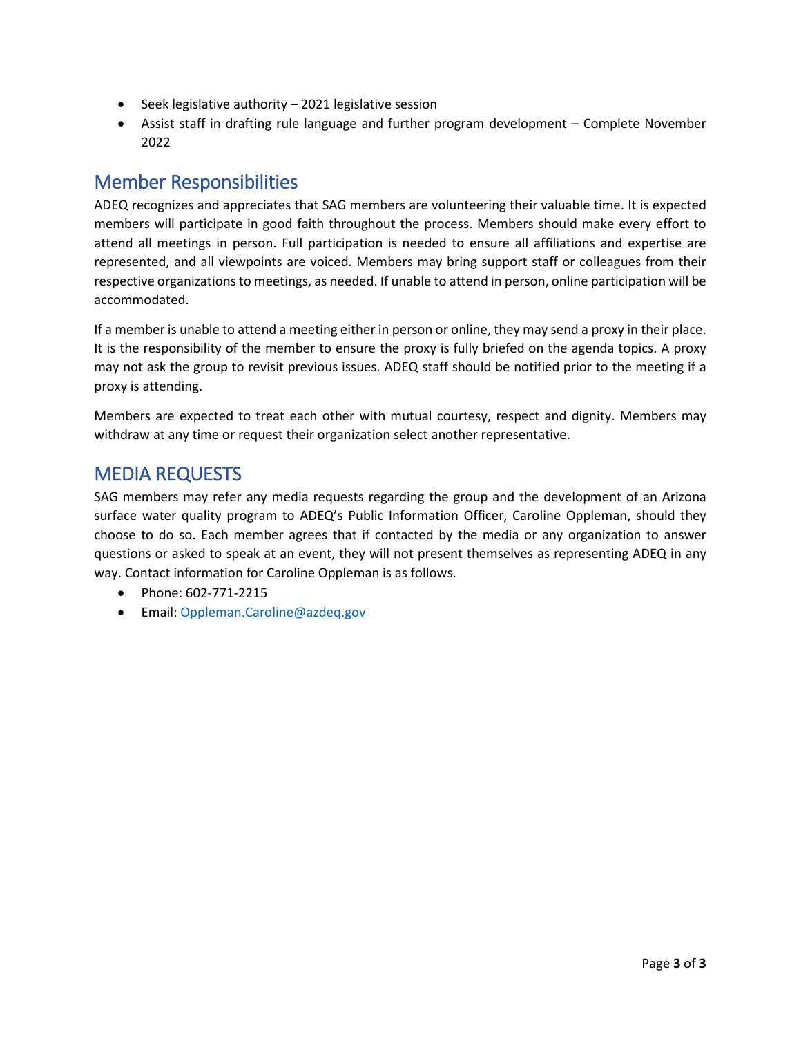- Seek legislative authority – 2021 legislative session
- Assist staff in drafting rule language and further program development – Complete November 2022

## Member Responsibilities

ADEQ recognizes and appreciates that SAG members are volunteering their valuable time. It is expected members will participate in good faith throughout the process. Members should make every effort to attend all meetings in person. Full participation is needed to ensure all affiliations and expertise are represented, and all viewpoints are voiced. Members may bring support staff or colleagues from their respective organizations to meetings, as needed. If unable to attend in person, online participation will be accommodated.

If a member is unable to attend a meeting either in person or online, they may send a proxy in their place. It is the responsibility of the member to ensure the proxy is fully briefed on the agenda topics. A proxy may not ask the group to revisit previous issues. ADEQ staff should be notified prior to the meeting if a proxy is attending.

Members are expected to treat each other with mutual courtesy, respect and dignity. Members may withdraw at any time or request their organization select another representative.

## MEDIA REQUESTS

SAG members may refer any media requests regarding the group and the development of an Arizona surface water quality program to ADEQ's Public Information Officer, Caroline Oppleman, should they choose to do so. Each member agrees that if contacted by the media or any organization to answer questions or asked to speak at an event, they will not present themselves as representing ADEQ in any way. Contact information for Caroline Oppleman is as follows.

- Phone: 602-771-2215
- Email: [Oppleman.Caroline@azdeq.gov](mailto:Oppleman.Caroline@azdeq.gov)